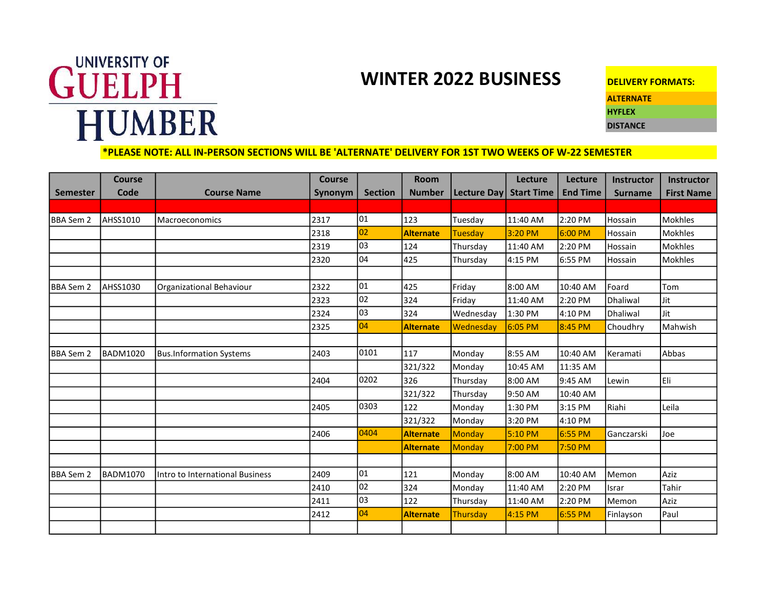UNIVERSITY OF GUELPH HUMBER

# WINTER 2022 BUSINESS

**DELIVERY FORMATS:**

**ALTERNATE**

**HYFLEX**

**DISTANCE**

**\*PLEASE NOTE: ALL IN-PERSON SECTIONS WILL BE 'ALTERNATE' DELIVERY FOR 1ST TWO WEEKS OF W-22 SEMESTER**

| Semester | Course Code | Course Name | Course Synonym | Section | Room Number | Lecture Day | Lecture Start Time | Lecture End Time | Instructor Surname | Instructor First Name |
|---|---|---|---|---|---|---|---|---|---|---|
| | | | | | | | | | | |
| BBA Sem 2 | AHSS1010 | Macroeconomics | 2317 | 01 | 123 | Tuesday | 11:40 AM | 2:20 PM | Hossain | Mokhles |
| | | | 2318 | 02 | **Alternate** | Tuesday | 3:20 PM | 6:00 PM | Hossain | Mokhles |
| | | | 2319 | 03 | 124 | Thursday | 11:40 AM | 2:20 PM | Hossain | Mokhles |
| | | | 2320 | 04 | 425 | Thursday | 4:15 PM | 6:55 PM | Hossain | Mokhles |
| | | | | | | | | | | |
| BBA Sem 2 | AHSS1030 | Organizational Behaviour | 2322 | 01 | 425 | Friday | 8:00 AM | 10:40 AM | Foard | Tom |
| | | | 2323 | 02 | 324 | Friday | 11:40 AM | 2:20 PM | Dhaliwal | Jit |
| | | | 2324 | 03 | 324 | Wednesday | 1:30 PM | 4:10 PM | Dhaliwal | Jit |
| | | | 2325 | 04 | **Alternate** | Wednesday | 6:05 PM | 8:45 PM | Choudhry | Mahwish |
| | | | | | | | | | | |
| BBA Sem 2 | BADM1020 | Bus.Information Systems | 2403 | 0101 | 117 | Monday | 8:55 AM | 10:40 AM | Keramati | Abbas |
| | | | | | 321/322 | Monday | 10:45 AM | 11:35 AM | | |
| | | | 2404 | 0202 | 326 | Thursday | 8:00 AM | 9:45 AM | Lewin | Eli |
| | | | | | 321/322 | Thursday | 9:50 AM | 10:40 AM | | |
| | | | 2405 | 0303 | 122 | Monday | 1:30 PM | 3:15 PM | Riahi | Leila |
| | | | | | 321/322 | Monday | 3:20 PM | 4:10 PM | | |
| | | | 2406 | 0404 | **Alternate** | Monday | 5:10 PM | 6:55 PM | Ganczarski | Joe |
| | | | | | **Alternate** | Monday | 7:00 PM | 7:50 PM | | |
| | | | | | | | | | | |
| BBA Sem 2 | BADM1070 | Intro to International Business | 2409 | 01 | 121 | Monday | 8:00 AM | 10:40 AM | Memon | Aziz |
| | | | 2410 | 02 | 324 | Monday | 11:40 AM | 2:20 PM | Israr | Tahir |
| | | | 2411 | 03 | 122 | Thursday | 11:40 AM | 2:20 PM | Memon | Aziz |
| | | | 2412 | 04 | **Alternate** | Thursday | 4:15 PM | 6:55 PM | Finlayson | Paul |
| | | | | | | | | | | |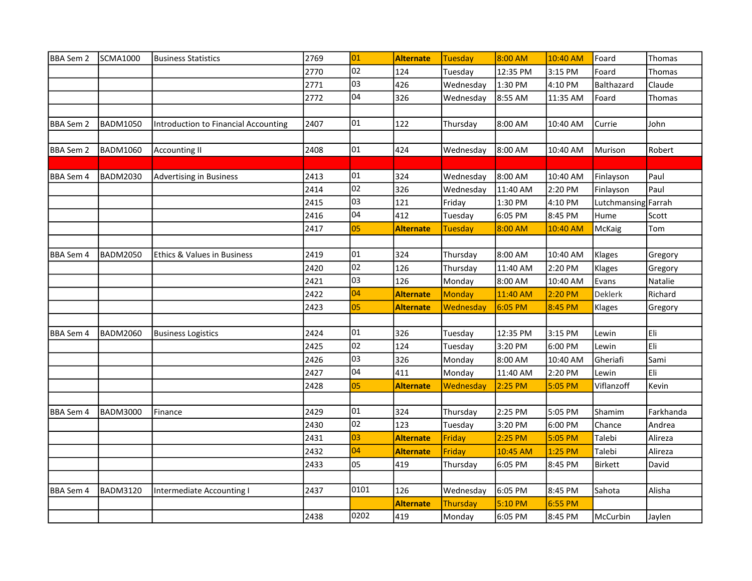| | | | | | | | | | | |
|---|---|---|---|---|---|---|---|---|---|---|
| BBA Sem 2 | SCMA1000 | Business Statistics | 2769 | 01 | **Alternate** | Tuesday | 8:00 AM | 10:40 AM | Foard | Thomas |
| | | | 2770 | 02 | 124 | Tuesday | 12:35 PM | 3:15 PM | Foard | Thomas |
| | | | 2771 | 03 | 426 | Wednesday | 1:30 PM | 4:10 PM | Balthazard | Claude |
| | | | 2772 | 04 | 326 | Wednesday | 8:55 AM | 11:35 AM | Foard | Thomas |
| | | | | | | | | | | |
| BBA Sem 2 | BADM1050 | Introduction to Financial Accounting | 2407 | 01 | 122 | Thursday | 8:00 AM | 10:40 AM | Currie | John |
| | | | | | | | | | | |
| BBA Sem 2 | BADM1060 | Accounting II | 2408 | 01 | 424 | Wednesday | 8:00 AM | 10:40 AM | Murison | Robert |
| | | | | | | | | | | |
| BBA Sem 4 | BADM2030 | Advertising in Business | 2413 | 01 | 324 | Wednesday | 8:00 AM | 10:40 AM | Finlayson | Paul |
| | | | 2414 | 02 | 326 | Wednesday | 11:40 AM | 2:20 PM | Finlayson | Paul |
| | | | 2415 | 03 | 121 | Friday | 1:30 PM | 4:10 PM | Lutchmansing | Farrah |
| | | | 2416 | 04 | 412 | Tuesday | 6:05 PM | 8:45 PM | Hume | Scott |
| | | | 2417 | 05 | **Alternate** | Tuesday | 8:00 AM | 10:40 AM | McKaig | Tom |
| | | | | | | | | | | |
| BBA Sem 4 | BADM2050 | Ethics & Values in Business | 2419 | 01 | 324 | Thursday | 8:00 AM | 10:40 AM | Klages | Gregory |
| | | | 2420 | 02 | 126 | Thursday | 11:40 AM | 2:20 PM | Klages | Gregory |
| | | | 2421 | 03 | 126 | Monday | 8:00 AM | 10:40 AM | Evans | Natalie |
| | | | 2422 | 04 | **Alternate** | Monday | 11:40 AM | 2:20 PM | Deklerk | Richard |
| | | | 2423 | 05 | **Alternate** | Wednesday | 6:05 PM | 8:45 PM | Klages | Gregory |
| | | | | | | | | | | |
| BBA Sem 4 | BADM2060 | Business Logistics | 2424 | 01 | 326 | Tuesday | 12:35 PM | 3:15 PM | Lewin | Eli |
| | | | 2425 | 02 | 124 | Tuesday | 3:20 PM | 6:00 PM | Lewin | Eli |
| | | | 2426 | 03 | 326 | Monday | 8:00 AM | 10:40 AM | Gheriafi | Sami |
| | | | 2427 | 04 | 411 | Monday | 11:40 AM | 2:20 PM | Lewin | Eli |
| | | | 2428 | 05 | **Alternate** | Wednesday | 2:25 PM | 5:05 PM | Viflanzoff | Kevin |
| | | | | | | | | | | |
| BBA Sem 4 | BADM3000 | Finance | 2429 | 01 | 324 | Thursday | 2:25 PM | 5:05 PM | Shamim | Farkhanda |
| | | | 2430 | 02 | 123 | Tuesday | 3:20 PM | 6:00 PM | Chance | Andrea |
| | | | 2431 | 03 | **Alternate** | Friday | 2:25 PM | 5:05 PM | Talebi | Alireza |
| | | | 2432 | 04 | **Alternate** | Friday | 10:45 AM | 1:25 PM | Talebi | Alireza |
| | | | 2433 | 05 | 419 | Thursday | 6:05 PM | 8:45 PM | Birkett | David |
| | | | | | | | | | | |
| BBA Sem 4 | BADM3120 | Intermediate Accounting I | 2437 | 0101 | 126 | Wednesday | 6:05 PM | 8:45 PM | Sahota | Alisha |
| | | | | | **Alternate** | Thursday | 5:10 PM | 6:55 PM | | |
| | | | 2438 | 0202 | 419 | Monday | 6:05 PM | 8:45 PM | McCurbin | Jaylen |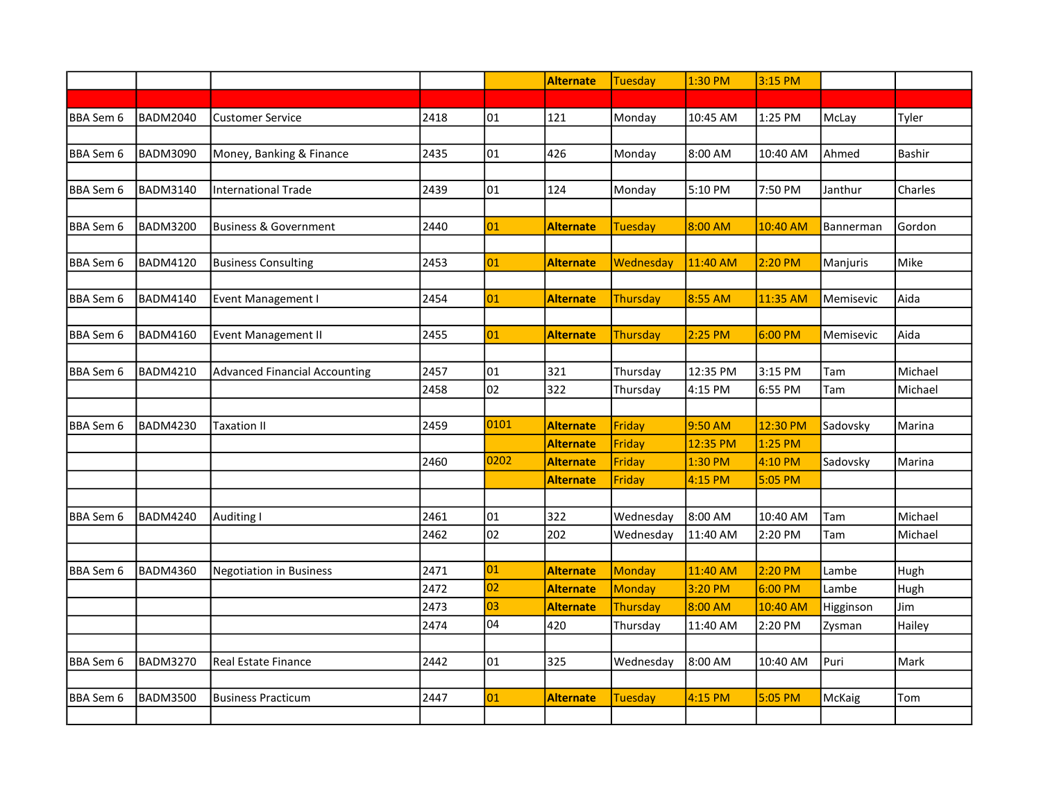|  |  |  |  |  | Alternate | Tuesday | 1:30 PM | 3:15 PM |  |  |
|---|---|---|---|---|---|---|---|---|---|---|
|  |  |  |  |  |  |  |  |  |  |  |
| BBA Sem 6 | BADM2040 | Customer Service | 2418 | 01 | 121 | Monday | 10:45 AM | 1:25 PM | McLay | Tyler |
|  |  |  |  |  |  |  |  |  |  |  |
| BBA Sem 6 | BADM3090 | Money, Banking & Finance | 2435 | 01 | 426 | Monday | 8:00 AM | 10:40 AM | Ahmed | Bashir |
|  |  |  |  |  |  |  |  |  |  |  |
| BBA Sem 6 | BADM3140 | International Trade | 2439 | 01 | 124 | Monday | 5:10 PM | 7:50 PM | Janthur | Charles |
|  |  |  |  |  |  |  |  |  |  |  |
| BBA Sem 6 | BADM3200 | Business & Government | 2440 | 01 | Alternate | Tuesday | 8:00 AM | 10:40 AM | Bannerman | Gordon |
|  |  |  |  |  |  |  |  |  |  |  |
| BBA Sem 6 | BADM4120 | Business Consulting | 2453 | 01 | Alternate | Wednesday | 11:40 AM | 2:20 PM | Manjuris | Mike |
|  |  |  |  |  |  |  |  |  |  |  |
| BBA Sem 6 | BADM4140 | Event Management I | 2454 | 01 | Alternate | Thursday | 8:55 AM | 11:35 AM | Memisevic | Aida |
|  |  |  |  |  |  |  |  |  |  |  |
| BBA Sem 6 | BADM4160 | Event Management II | 2455 | 01 | Alternate | Thursday | 2:25 PM | 6:00 PM | Memisevic | Aida |
|  |  |  |  |  |  |  |  |  |  |  |
| BBA Sem 6 | BADM4210 | Advanced Financial Accounting | 2457 | 01 | 321 | Thursday | 12:35 PM | 3:15 PM | Tam | Michael |
|  |  |  | 2458 | 02 | 322 | Thursday | 4:15 PM | 6:55 PM | Tam | Michael |
|  |  |  |  |  |  |  |  |  |  |  |
| BBA Sem 6 | BADM4230 | Taxation II | 2459 | 0101 | Alternate | Friday | 9:50 AM | 12:30 PM | Sadovsky | Marina |
|  |  |  |  |  | Alternate | Friday | 12:35 PM | 1:25 PM |  |  |
|  |  |  | 2460 | 0202 | Alternate | Friday | 1:30 PM | 4:10 PM | Sadovsky | Marina |
|  |  |  |  |  | Alternate | Friday | 4:15 PM | 5:05 PM |  |  |
|  |  |  |  |  |  |  |  |  |  |  |
| BBA Sem 6 | BADM4240 | Auditing I | 2461 | 01 | 322 | Wednesday | 8:00 AM | 10:40 AM | Tam | Michael |
|  |  |  | 2462 | 02 | 202 | Wednesday | 11:40 AM | 2:20 PM | Tam | Michael |
|  |  |  |  |  |  |  |  |  |  |  |
| BBA Sem 6 | BADM4360 | Negotiation in Business | 2471 | 01 | Alternate | Monday | 11:40 AM | 2:20 PM | Lambe | Hugh |
|  |  |  | 2472 | 02 | Alternate | Monday | 3:20 PM | 6:00 PM | Lambe | Hugh |
|  |  |  | 2473 | 03 | Alternate | Thursday | 8:00 AM | 10:40 AM | Higginson | Jim |
|  |  |  | 2474 | 04 | 420 | Thursday | 11:40 AM | 2:20 PM | Zysman | Hailey |
|  |  |  |  |  |  |  |  |  |  |  |
| BBA Sem 6 | BADM3270 | Real Estate Finance | 2442 | 01 | 325 | Wednesday | 8:00 AM | 10:40 AM | Puri | Mark |
|  |  |  |  |  |  |  |  |  |  |  |
| BBA Sem 6 | BADM3500 | Business Practicum | 2447 | 01 | Alternate | Tuesday | 4:15 PM | 5:05 PM | McKaig | Tom |
|  |  |  |  |  |  |  |  |  |  |  |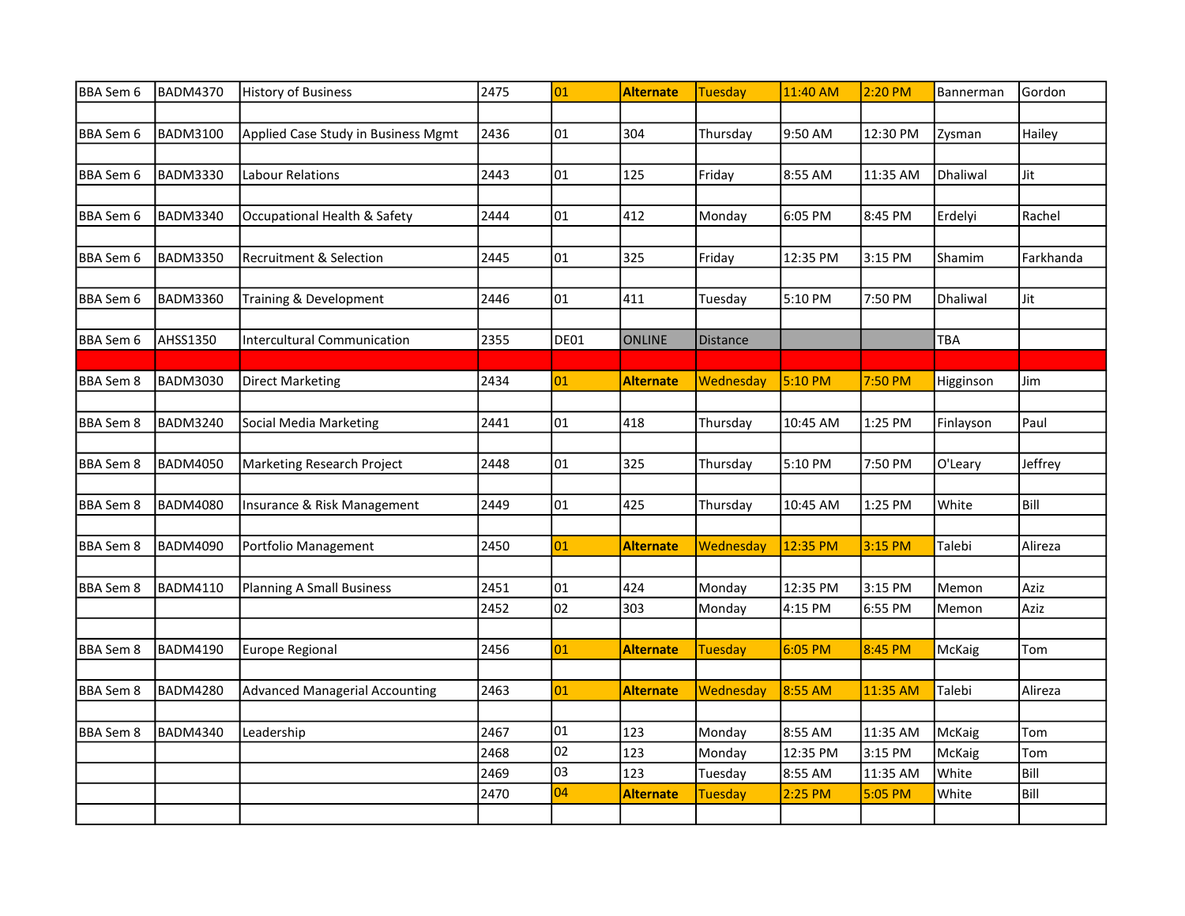| | | | | | | | | | | |
|---|---|---|---|---|---|---|---|---|---|---|
| BBA Sem 6 | BADM4370 | History of Business | 2475 | 01 | **Alternate** | Tuesday | 11:40 AM | 2:20 PM | Bannerman | Gordon |
| | | | | | | | | | | |
| BBA Sem 6 | BADM3100 | Applied Case Study in Business Mgmt | 2436 | 01 | 304 | Thursday | 9:50 AM | 12:30 PM | Zysman | Hailey |
| | | | | | | | | | | |
| BBA Sem 6 | BADM3330 | Labour Relations | 2443 | 01 | 125 | Friday | 8:55 AM | 11:35 AM | Dhaliwal | Jit |
| | | | | | | | | | | |
| BBA Sem 6 | BADM3340 | Occupational Health & Safety | 2444 | 01 | 412 | Monday | 6:05 PM | 8:45 PM | Erdelyi | Rachel |
| | | | | | | | | | | |
| BBA Sem 6 | BADM3350 | Recruitment & Selection | 2445 | 01 | 325 | Friday | 12:35 PM | 3:15 PM | Shamim | Farkhanda |
| | | | | | | | | | | |
| BBA Sem 6 | BADM3360 | Training & Development | 2446 | 01 | 411 | Tuesday | 5:10 PM | 7:50 PM | Dhaliwal | Jit |
| | | | | | | | | | | |
| BBA Sem 6 | AHSS1350 | Intercultural Communication | 2355 | DE01 | ONLINE | Distance | | | TBA | |
| | | | | | | | | | | |
| BBA Sem 8 | BADM3030 | Direct Marketing | 2434 | 01 | **Alternate** | Wednesday | 5:10 PM | 7:50 PM | Higginson | Jim |
| | | | | | | | | | | |
| BBA Sem 8 | BADM3240 | Social Media Marketing | 2441 | 01 | 418 | Thursday | 10:45 AM | 1:25 PM | Finlayson | Paul |
| | | | | | | | | | | |
| BBA Sem 8 | BADM4050 | Marketing Research Project | 2448 | 01 | 325 | Thursday | 5:10 PM | 7:50 PM | O'Leary | Jeffrey |
| | | | | | | | | | | |
| BBA Sem 8 | BADM4080 | Insurance & Risk Management | 2449 | 01 | 425 | Thursday | 10:45 AM | 1:25 PM | White | Bill |
| | | | | | | | | | | |
| BBA Sem 8 | BADM4090 | Portfolio Management | 2450 | 01 | **Alternate** | Wednesday | 12:35 PM | 3:15 PM | Talebi | Alireza |
| | | | | | | | | | | |
| BBA Sem 8 | BADM4110 | Planning A Small Business | 2451 | 01 | 424 | Monday | 12:35 PM | 3:15 PM | Memon | Aziz |
| | | | 2452 | 02 | 303 | Monday | 4:15 PM | 6:55 PM | Memon | Aziz |
| | | | | | | | | | | |
| BBA Sem 8 | BADM4190 | Europe Regional | 2456 | 01 | **Alternate** | Tuesday | 6:05 PM | 8:45 PM | McKaig | Tom |
| | | | | | | | | | | |
| BBA Sem 8 | BADM4280 | Advanced Managerial Accounting | 2463 | 01 | **Alternate** | Wednesday | 8:55 AM | 11:35 AM | Talebi | Alireza |
| | | | | | | | | | | |
| BBA Sem 8 | BADM4340 | Leadership | 2467 | 01 | 123 | Monday | 8:55 AM | 11:35 AM | McKaig | Tom |
| | | | 2468 | 02 | 123 | Monday | 12:35 PM | 3:15 PM | McKaig | Tom |
| | | | 2469 | 03 | 123 | Tuesday | 8:55 AM | 11:35 AM | White | Bill |
| | | | 2470 | 04 | **Alternate** | Tuesday | 2:25 PM | 5:05 PM | White | Bill |
| | | | | | | | | | | |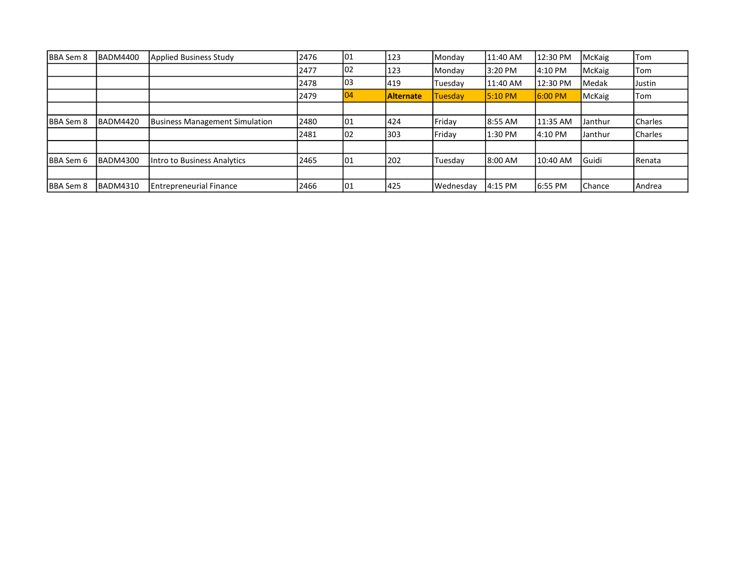| | | | | | | | | | | |
|---|---|---|---|---|---|---|---|---|---|---|
| BBA Sem 8 | BADM4400 | Applied Business Study | 2476 | 01 | 123 | Monday | 11:40 AM | 12:30 PM | McKaig | Tom |
| | | | 2477 | 02 | 123 | Monday | 3:20 PM | 4:10 PM | McKaig | Tom |
| | | | 2478 | 03 | 419 | Tuesday | 11:40 AM | 12:30 PM | Medak | Justin |
| | | | 2479 | 04 | **Alternate** | Tuesday | 5:10 PM | 6:00 PM | McKaig | Tom |
| | | | | | | | | | | |
| BBA Sem 8 | BADM4420 | Business Management Simulation | 2480 | 01 | 424 | Friday | 8:55 AM | 11:35 AM | Janthur | Charles |
| | | | 2481 | 02 | 303 | Friday | 1:30 PM | 4:10 PM | Janthur | Charles |
| | | | | | | | | | | |
| BBA Sem 6 | BADM4300 | Intro to Business Analytics | 2465 | 01 | 202 | Tuesday | 8:00 AM | 10:40 AM | Guidi | Renata |
| | | | | | | | | | | |
| BBA Sem 8 | BADM4310 | Entrepreneurial Finance | 2466 | 01 | 425 | Wednesday | 4:15 PM | 6:55 PM | Chance | Andrea |